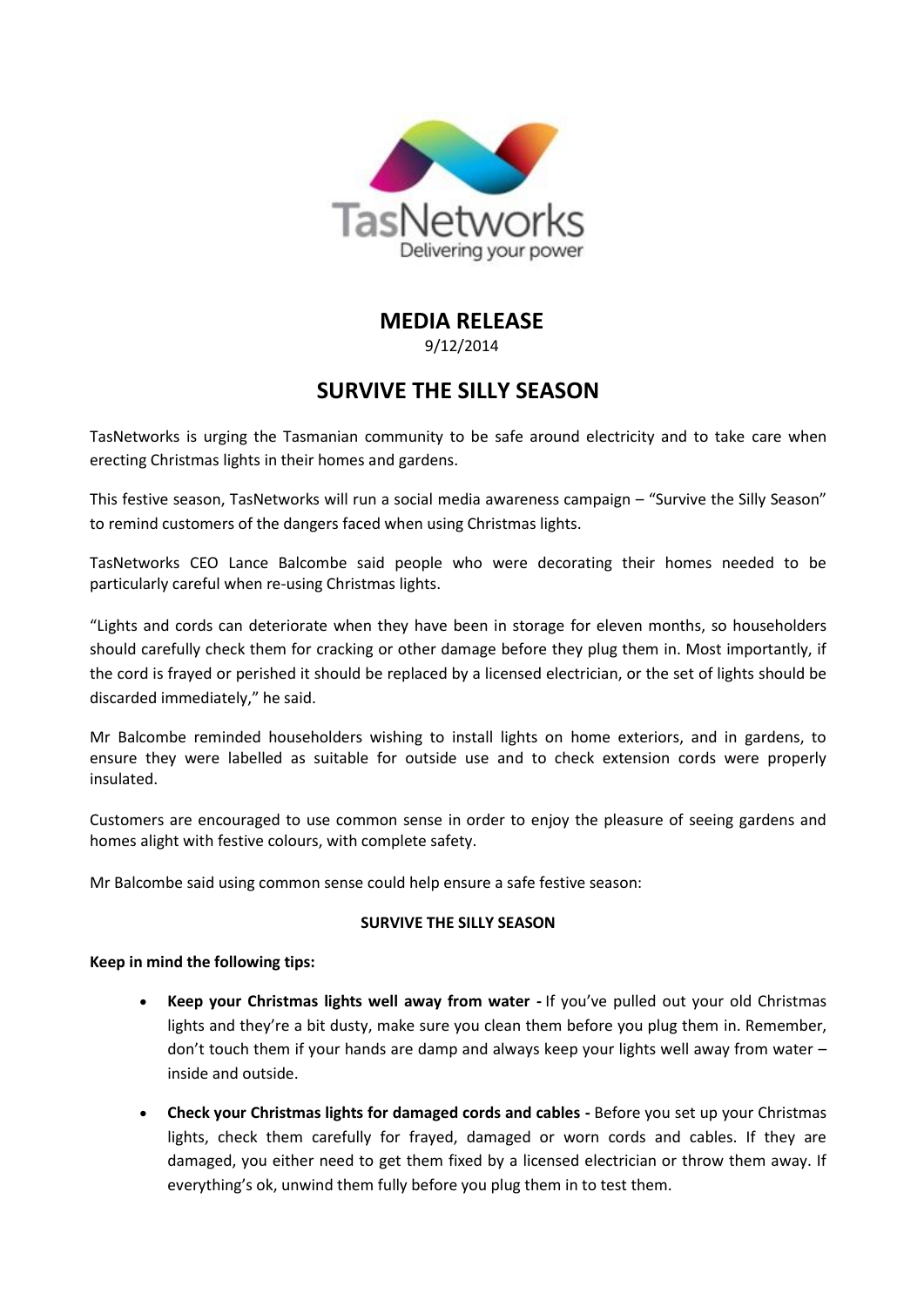TasNetworks

Delivering your power

# MEDIA RELEASE

9/12/2014

## SURVIVE THE SILLY SEASON

TasNetworks is urging the Tasmanian community to be safe around electricity and to take care when erecting Christmas lights in their homes and gardens.

This festive season, TasNetworks will run a social media awareness campaign – "Survive the Silly Season" to remind customers of the dangers faced when using Christmas lights.

TasNetworks CEO Lance Balcombe said people who were decorating their homes needed to be particularly careful when re-using Christmas lights.

"Lights and cords can deteriorate when they have been in storage for eleven months, so householders should carefully check them for cracking or other damage before they plug them in. Most importantly, if the cord is frayed or perished it should be replaced by a licensed electrician, or the set of lights should be discarded immediately," he said.

Mr Balcombe reminded householders wishing to install lights on home exteriors, and in gardens, to ensure they were labelled as suitable for outside use and to check extension cords were properly insulated.

Customers are encouraged to use common sense in order to enjoy the pleasure of seeing gardens and homes alight with festive colours, with complete safety.

Mr Balcombe said using common sense could help ensure a safe festive season:

**SURVIVE THE SILLY SEASON**

**Keep in mind the following tips:**

- **Keep your Christmas lights well away from water -** If you've pulled out your old Christmas lights and they're a bit dusty, make sure you clean them before you plug them in. Remember, don't touch them if your hands are damp and always keep your lights well away from water – inside and outside.

- **Check your Christmas lights for damaged cords and cables -** Before you set up your Christmas lights, check them carefully for frayed, damaged or worn cords and cables. If they are damaged, you either need to get them fixed by a licensed electrician or throw them away. If everything's ok, unwind them fully before you plug them in to test them.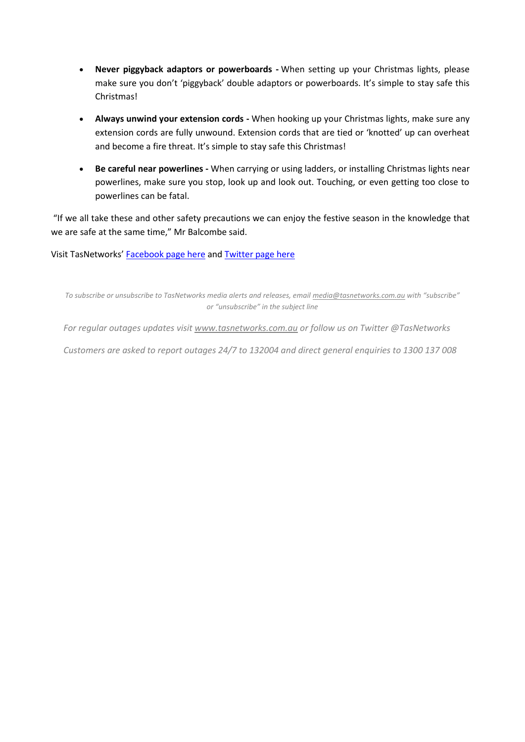- **Never piggyback adaptors or powerboards -** When setting up your Christmas lights, please make sure you don't 'piggyback' double adaptors or powerboards. It's simple to stay safe this Christmas!

- **Always unwind your extension cords -** When hooking up your Christmas lights, make sure any extension cords are fully unwound. Extension cords that are tied or 'knotted' up can overheat and become a fire threat. It's simple to stay safe this Christmas!

- **Be careful near powerlines -** When carrying or using ladders, or installing Christmas lights near powerlines, make sure you stop, look up and look out. Touching, or even getting too close to powerlines can be fatal.

"If we all take these and other safety precautions we can enjoy the festive season in the knowledge that we are safe at the same time," Mr Balcombe said.

Visit TasNetworks' Facebook page here and Twitter page here

*To subscribe or unsubscribe to TasNetworks media alerts and releases, email media@tasnetworks.com.au with "subscribe" or "unsubscribe" in the subject line*

*For regular outages updates visit www.tasnetworks.com.au or follow us on Twitter @TasNetworks*

*Customers are asked to report outages 24/7 to 132004 and direct general enquiries to 1300 137 008*